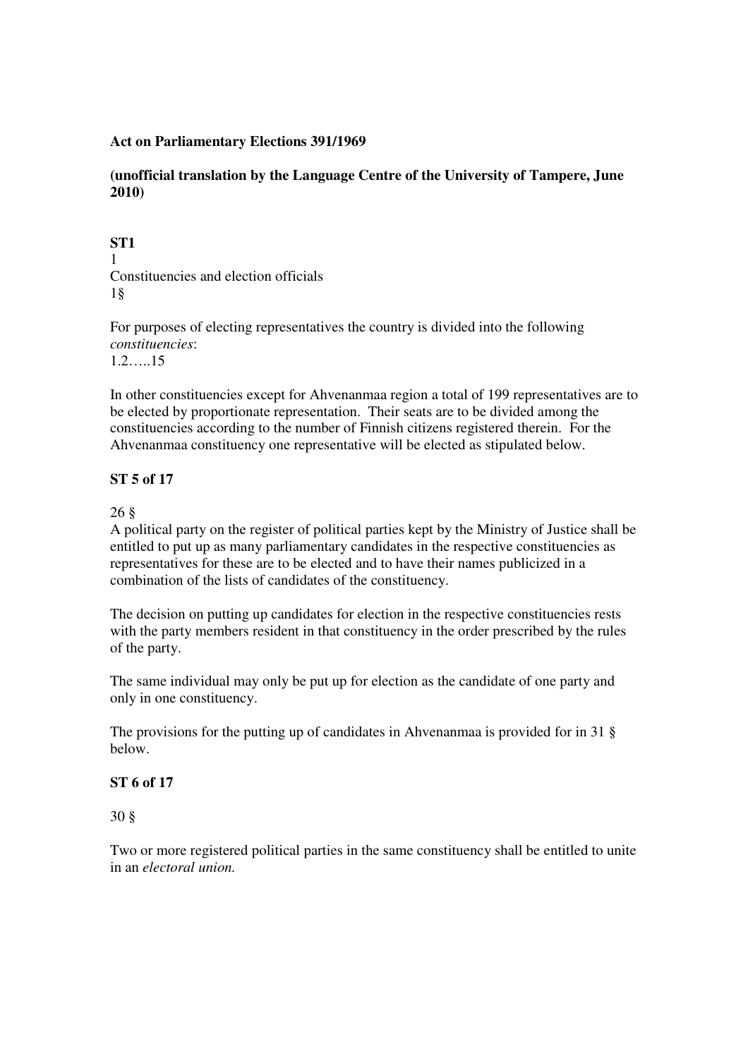**Act on Parliamentary Elections 391/1969**

**(unofficial translation by the Language Centre of the University of Tampere, June 2010)**

**ST1**

1

Constituencies and election officials

1§

For purposes of electing representatives the country is divided into the following *constituencies*:

1.2…..15

In other constituencies except for Ahvenanmaa region a total of 199 representatives are to be elected by proportionate representation. Their seats are to be divided among the constituencies according to the number of Finnish citizens registered therein. For the Ahvenanmaa constituency one representative will be elected as stipulated below.

**ST 5 of 17**

26 §

A political party on the register of political parties kept by the Ministry of Justice shall be entitled to put up as many parliamentary candidates in the respective constituencies as representatives for these are to be elected and to have their names publicized in a combination of the lists of candidates of the constituency.

The decision on putting up candidates for election in the respective constituencies rests with the party members resident in that constituency in the order prescribed by the rules of the party.

The same individual may only be put up for election as the candidate of one party and only in one constituency.

The provisions for the putting up of candidates in Ahvenanmaa is provided for in 31 § below.

**ST 6 of 17**

30 §

Two or more registered political parties in the same constituency shall be entitled to unite in an *electoral union.*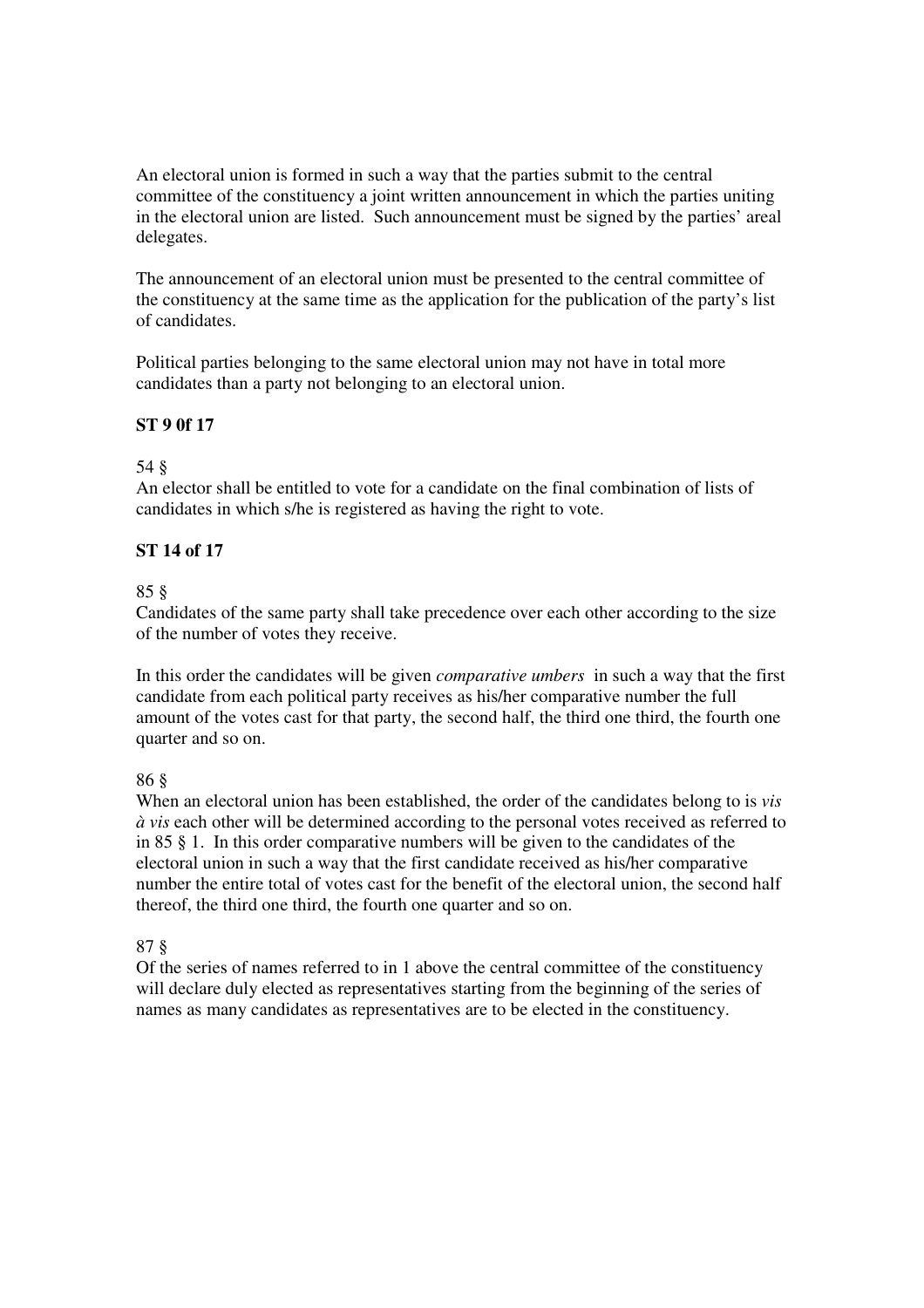An electoral union is formed in such a way that the parties submit to the central committee of the constituency a joint written announcement in which the parties uniting in the electoral union are listed. Such announcement must be signed by the parties' areal delegates.

The announcement of an electoral union must be presented to the central committee of the constituency at the same time as the application for the publication of the party's list of candidates.

Political parties belonging to the same electoral union may not have in total more candidates than a party not belonging to an electoral union.

**ST 9 0f 17**

54 §
An elector shall be entitled to vote for a candidate on the final combination of lists of candidates in which s/he is registered as having the right to vote.

**ST 14 of 17**

85 §
Candidates of the same party shall take precedence over each other according to the size of the number of votes they receive.

In this order the candidates will be given *comparative umbers* in such a way that the first candidate from each political party receives as his/her comparative number the full amount of the votes cast for that party, the second half, the third one third, the fourth one quarter and so on.

86 §
When an electoral union has been established, the order of the candidates belong to is *vis à vis* each other will be determined according to the personal votes received as referred to in 85 § 1. In this order comparative numbers will be given to the candidates of the electoral union in such a way that the first candidate received as his/her comparative number the entire total of votes cast for the benefit of the electoral union, the second half thereof, the third one third, the fourth one quarter and so on.

87 §
Of the series of names referred to in 1 above the central committee of the constituency will declare duly elected as representatives starting from the beginning of the series of names as many candidates as representatives are to be elected in the constituency.